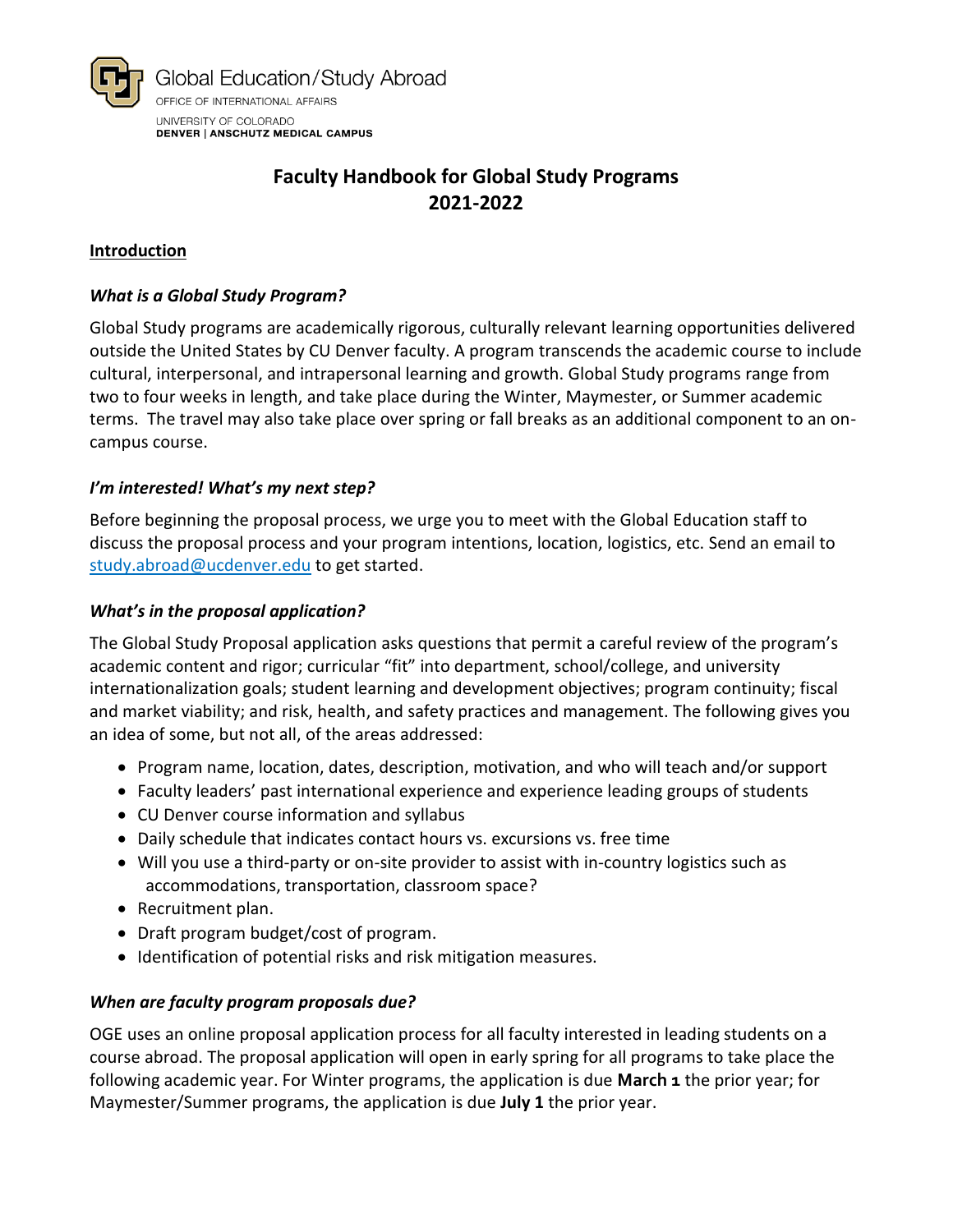Global Education/Study Abroad
OFFICE OF INTERNATIONAL AFFAIRS
UNIVERSITY OF COLORADO
**DENVER | ANSCHUTZ MEDICAL CAMPUS**

# Faculty Handbook for Global Study Programs
# 2021-2022

## Introduction

### *What is a Global Study Program?*

Global Study programs are academically rigorous, culturally relevant learning opportunities delivered outside the United States by CU Denver faculty. A program transcends the academic course to include cultural, interpersonal, and intrapersonal learning and growth. Global Study programs range from two to four weeks in length, and take place during the Winter, Maymester, or Summer academic terms. The travel may also take place over spring or fall breaks as an additional component to an on-campus course.

### *I'm interested! What's my next step?*

Before beginning the proposal process, we urge you to meet with the Global Education staff to discuss the proposal process and your program intentions, location, logistics, etc. Send an email to study.abroad@ucdenver.edu to get started.

### *What's in the proposal application?*

The Global Study Proposal application asks questions that permit a careful review of the program's academic content and rigor; curricular "fit" into department, school/college, and university internationalization goals; student learning and development objectives; program continuity; fiscal and market viability; and risk, health, and safety practices and management. The following gives you an idea of some, but not all, of the areas addressed:

- Program name, location, dates, description, motivation, and who will teach and/or support
- Faculty leaders' past international experience and experience leading groups of students
- CU Denver course information and syllabus
- Daily schedule that indicates contact hours vs. excursions vs. free time
- Will you use a third-party or on-site provider to assist with in-country logistics such as accommodations, transportation, classroom space?
- Recruitment plan.
- Draft program budget/cost of program.
- Identification of potential risks and risk mitigation measures.

### *When are faculty program proposals due?*

OGE uses an online proposal application process for all faculty interested in leading students on a course abroad. The proposal application will open in early spring for all programs to take place the following academic year. For Winter programs, the application is due **March 1** the prior year; for Maymester/Summer programs, the application is due **July 1** the prior year.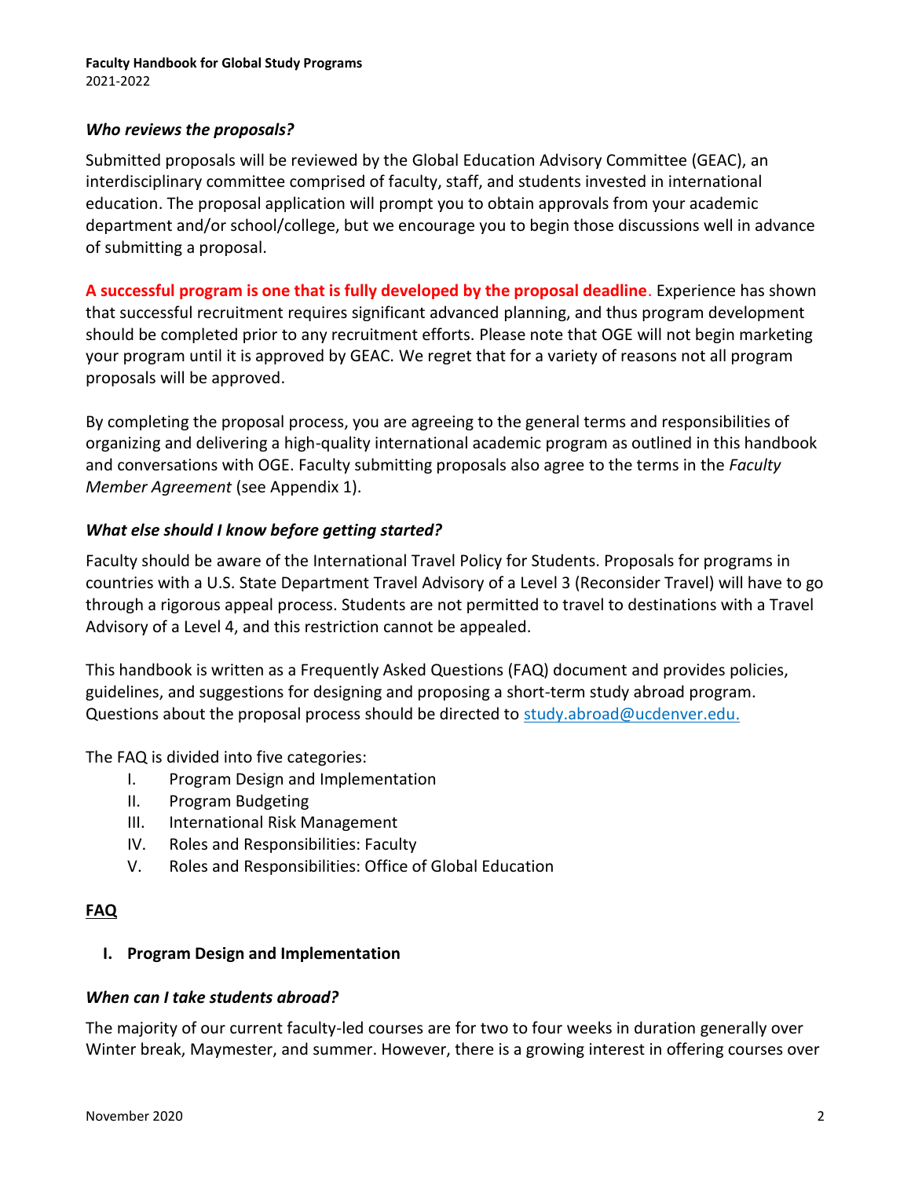### *Who reviews the proposals?*

Submitted proposals will be reviewed by the Global Education Advisory Committee (GEAC), an interdisciplinary committee comprised of faculty, staff, and students invested in international education. The proposal application will prompt you to obtain approvals from your academic department and/or school/college, but we encourage you to begin those discussions well in advance of submitting a proposal.

**A successful program is one that is fully developed by the proposal deadline.** Experience has shown that successful recruitment requires significant advanced planning, and thus program development should be completed prior to any recruitment efforts. Please note that OGE will not begin marketing your program until it is approved by GEAC. We regret that for a variety of reasons not all program proposals will be approved.

By completing the proposal process, you are agreeing to the general terms and responsibilities of organizing and delivering a high-quality international academic program as outlined in this handbook and conversations with OGE. Faculty submitting proposals also agree to the terms in the *Faculty Member Agreement* (see Appendix 1).

### *What else should I know before getting started?*

Faculty should be aware of the International Travel Policy for Students. Proposals for programs in countries with a U.S. State Department Travel Advisory of a Level 3 (Reconsider Travel) will have to go through a rigorous appeal process. Students are not permitted to travel to destinations with a Travel Advisory of a Level 4, and this restriction cannot be appealed.

This handbook is written as a Frequently Asked Questions (FAQ) document and provides policies, guidelines, and suggestions for designing and proposing a short-term study abroad program. Questions about the proposal process should be directed to study.abroad@ucdenver.edu.

The FAQ is divided into five categories:

I. Program Design and Implementation
II. Program Budgeting
III. International Risk Management
IV. Roles and Responsibilities: Faculty
V. Roles and Responsibilities: Office of Global Education

## FAQ

### I. Program Design and Implementation

### *When can I take students abroad?*

The majority of our current faculty-led courses are for two to four weeks in duration generally over Winter break, Maymester, and summer. However, there is a growing interest in offering courses over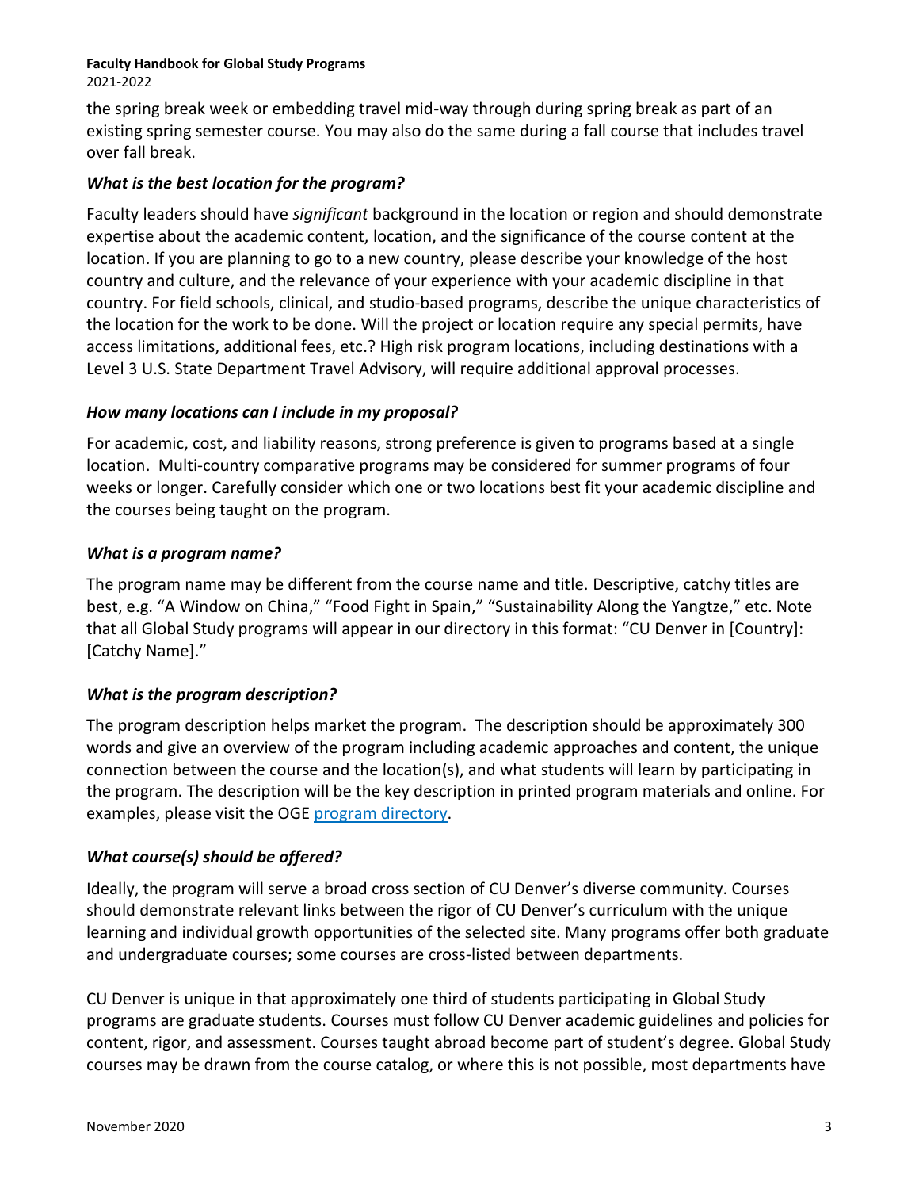the spring break week or embedding travel mid-way through during spring break as part of an existing spring semester course. You may also do the same during a fall course that includes travel over fall break.

### *What is the best location for the program?*

Faculty leaders should have *significant* background in the location or region and should demonstrate expertise about the academic content, location, and the significance of the course content at the location. If you are planning to go to a new country, please describe your knowledge of the host country and culture, and the relevance of your experience with your academic discipline in that country. For field schools, clinical, and studio-based programs, describe the unique characteristics of the location for the work to be done. Will the project or location require any special permits, have access limitations, additional fees, etc.? High risk program locations, including destinations with a Level 3 U.S. State Department Travel Advisory, will require additional approval processes.

### *How many locations can I include in my proposal?*

For academic, cost, and liability reasons, strong preference is given to programs based at a single location. Multi-country comparative programs may be considered for summer programs of four weeks or longer. Carefully consider which one or two locations best fit your academic discipline and the courses being taught on the program.

### *What is a program name?*

The program name may be different from the course name and title. Descriptive, catchy titles are best, e.g. "A Window on China," "Food Fight in Spain," "Sustainability Along the Yangtze," etc. Note that all Global Study programs will appear in our directory in this format: "CU Denver in [Country]: [Catchy Name]."

### *What is the program description?*

The program description helps market the program. The description should be approximately 300 words and give an overview of the program including academic approaches and content, the unique connection between the course and the location(s), and what students will learn by participating in the program. The description will be the key description in printed program materials and online. For examples, please visit the OGE program directory.

### *What course(s) should be offered?*

Ideally, the program will serve a broad cross section of CU Denver's diverse community. Courses should demonstrate relevant links between the rigor of CU Denver's curriculum with the unique learning and individual growth opportunities of the selected site. Many programs offer both graduate and undergraduate courses; some courses are cross-listed between departments.

CU Denver is unique in that approximately one third of students participating in Global Study programs are graduate students. Courses must follow CU Denver academic guidelines and policies for content, rigor, and assessment. Courses taught abroad become part of student's degree. Global Study courses may be drawn from the course catalog, or where this is not possible, most departments have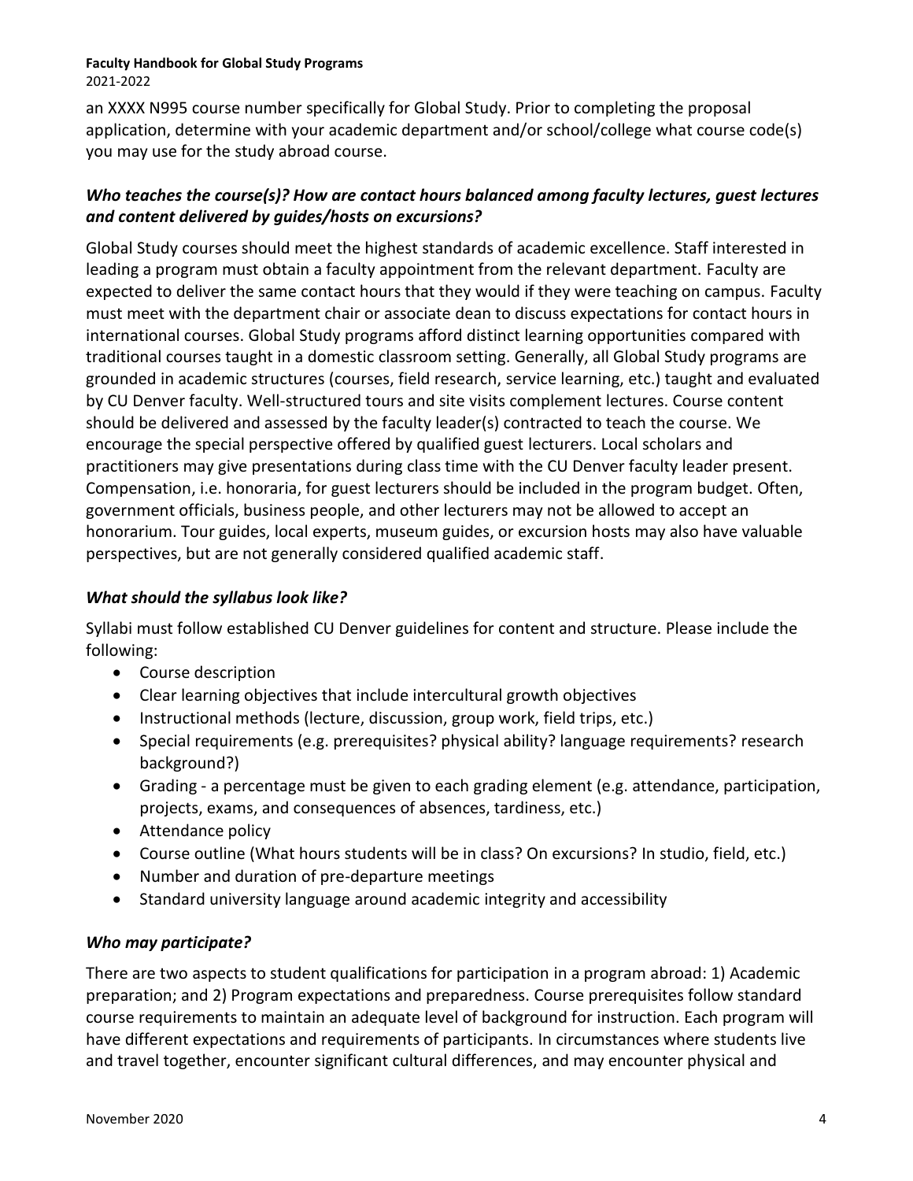an XXXX N995 course number specifically for Global Study. Prior to completing the proposal application, determine with your academic department and/or school/college what course code(s) you may use for the study abroad course.

### *Who teaches the course(s)? How are contact hours balanced among faculty lectures, guest lectures and content delivered by guides/hosts on excursions?*

Global Study courses should meet the highest standards of academic excellence. Staff interested in leading a program must obtain a faculty appointment from the relevant department. Faculty are expected to deliver the same contact hours that they would if they were teaching on campus. Faculty must meet with the department chair or associate dean to discuss expectations for contact hours in international courses. Global Study programs afford distinct learning opportunities compared with traditional courses taught in a domestic classroom setting. Generally, all Global Study programs are grounded in academic structures (courses, field research, service learning, etc.) taught and evaluated by CU Denver faculty. Well-structured tours and site visits complement lectures. Course content should be delivered and assessed by the faculty leader(s) contracted to teach the course. We encourage the special perspective offered by qualified guest lecturers. Local scholars and practitioners may give presentations during class time with the CU Denver faculty leader present. Compensation, i.e. honoraria, for guest lecturers should be included in the program budget. Often, government officials, business people, and other lecturers may not be allowed to accept an honorarium. Tour guides, local experts, museum guides, or excursion hosts may also have valuable perspectives, but are not generally considered qualified academic staff.

### *What should the syllabus look like?*

Syllabi must follow established CU Denver guidelines for content and structure. Please include the following:

- Course description
- Clear learning objectives that include intercultural growth objectives
- Instructional methods (lecture, discussion, group work, field trips, etc.)
- Special requirements (e.g. prerequisites? physical ability? language requirements? research background?)
- Grading - a percentage must be given to each grading element (e.g. attendance, participation, projects, exams, and consequences of absences, tardiness, etc.)
- Attendance policy
- Course outline (What hours students will be in class? On excursions? In studio, field, etc.)
- Number and duration of pre-departure meetings
- Standard university language around academic integrity and accessibility

### *Who may participate?*

There are two aspects to student qualifications for participation in a program abroad: 1) Academic preparation; and 2) Program expectations and preparedness. Course prerequisites follow standard course requirements to maintain an adequate level of background for instruction. Each program will have different expectations and requirements of participants. In circumstances where students live and travel together, encounter significant cultural differences, and may encounter physical and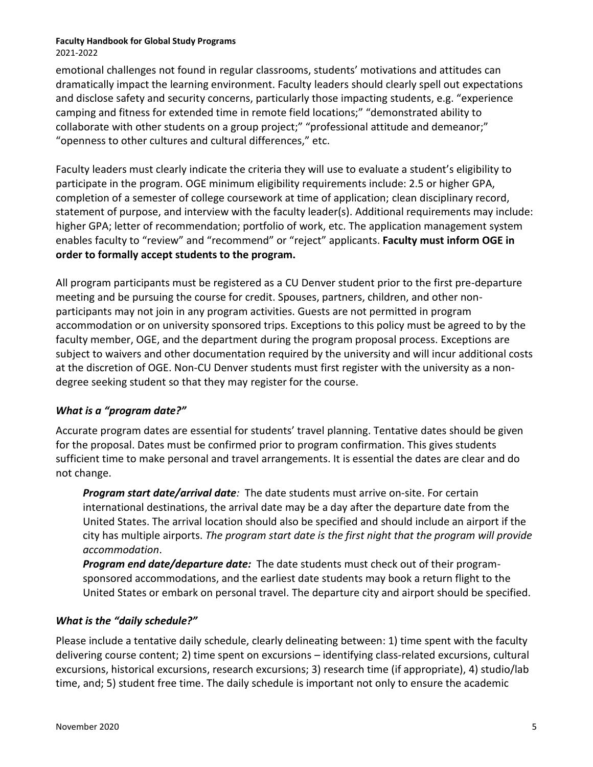emotional challenges not found in regular classrooms, students' motivations and attitudes can dramatically impact the learning environment. Faculty leaders should clearly spell out expectations and disclose safety and security concerns, particularly those impacting students, e.g. "experience camping and fitness for extended time in remote field locations;" "demonstrated ability to collaborate with other students on a group project;" "professional attitude and demeanor;" "openness to other cultures and cultural differences," etc.

Faculty leaders must clearly indicate the criteria they will use to evaluate a student's eligibility to participate in the program. OGE minimum eligibility requirements include: 2.5 or higher GPA, completion of a semester of college coursework at time of application; clean disciplinary record, statement of purpose, and interview with the faculty leader(s). Additional requirements may include: higher GPA; letter of recommendation; portfolio of work, etc. The application management system enables faculty to "review" and "recommend" or "reject" applicants. **Faculty must inform OGE in order to formally accept students to the program.**

All program participants must be registered as a CU Denver student prior to the first pre-departure meeting and be pursuing the course for credit. Spouses, partners, children, and other non-participants may not join in any program activities. Guests are not permitted in program accommodation or on university sponsored trips. Exceptions to this policy must be agreed to by the faculty member, OGE, and the department during the program proposal process. Exceptions are subject to waivers and other documentation required by the university and will incur additional costs at the discretion of OGE. Non-CU Denver students must first register with the university as a non-degree seeking student so that they may register for the course.

### *What is a "program date?"*

Accurate program dates are essential for students' travel planning. Tentative dates should be given for the proposal. Dates must be confirmed prior to program confirmation. This gives students sufficient time to make personal and travel arrangements. It is essential the dates are clear and do not change.

***Program start date/arrival date**:* The date students must arrive on-site. For certain international destinations, the arrival date may be a day after the departure date from the United States. The arrival location should also be specified and should include an airport if the city has multiple airports. *The program start date is the first night that the program will provide accommodation*.

***Program end date/departure date:*** The date students must check out of their program-sponsored accommodations, and the earliest date students may book a return flight to the United States or embark on personal travel. The departure city and airport should be specified.

### *What is the "daily schedule?"*

Please include a tentative daily schedule, clearly delineating between: 1) time spent with the faculty delivering course content; 2) time spent on excursions – identifying class-related excursions, cultural excursions, historical excursions, research excursions; 3) research time (if appropriate), 4) studio/lab time, and; 5) student free time. The daily schedule is important not only to ensure the academic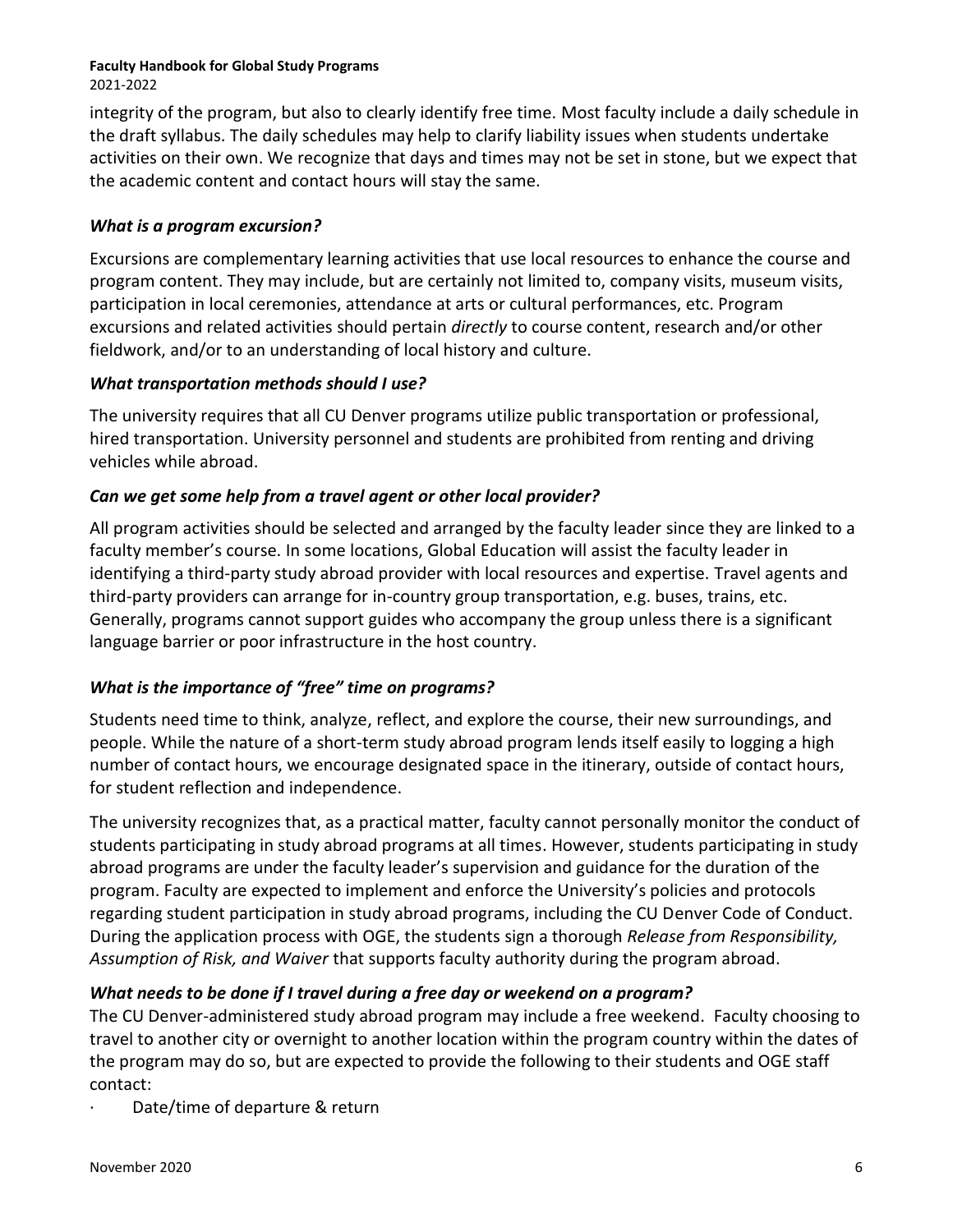integrity of the program, but also to clearly identify free time. Most faculty include a daily schedule in the draft syllabus. The daily schedules may help to clarify liability issues when students undertake activities on their own. We recognize that days and times may not be set in stone, but we expect that the academic content and contact hours will stay the same.

### *What is a program excursion?*

Excursions are complementary learning activities that use local resources to enhance the course and program content. They may include, but are certainly not limited to, company visits, museum visits, participation in local ceremonies, attendance at arts or cultural performances, etc. Program excursions and related activities should pertain *directly* to course content, research and/or other fieldwork, and/or to an understanding of local history and culture.

### *What transportation methods should I use?*

The university requires that all CU Denver programs utilize public transportation or professional, hired transportation. University personnel and students are prohibited from renting and driving vehicles while abroad.

### *Can we get some help from a travel agent or other local provider?*

All program activities should be selected and arranged by the faculty leader since they are linked to a faculty member's course. In some locations, Global Education will assist the faculty leader in identifying a third-party study abroad provider with local resources and expertise. Travel agents and third-party providers can arrange for in-country group transportation, e.g. buses, trains, etc. Generally, programs cannot support guides who accompany the group unless there is a significant language barrier or poor infrastructure in the host country.

### *What is the importance of "free" time on programs?*

Students need time to think, analyze, reflect, and explore the course, their new surroundings, and people. While the nature of a short-term study abroad program lends itself easily to logging a high number of contact hours, we encourage designated space in the itinerary, outside of contact hours, for student reflection and independence.

The university recognizes that, as a practical matter, faculty cannot personally monitor the conduct of students participating in study abroad programs at all times. However, students participating in study abroad programs are under the faculty leader's supervision and guidance for the duration of the program. Faculty are expected to implement and enforce the University's policies and protocols regarding student participation in study abroad programs, including the CU Denver Code of Conduct. During the application process with OGE, the students sign a thorough *Release from Responsibility, Assumption of Risk, and Waiver* that supports faculty authority during the program abroad.

### *What needs to be done if I travel during a free day or weekend on a program?*

The CU Denver-administered study abroad program may include a free weekend. Faculty choosing to travel to another city or overnight to another location within the program country within the dates of the program may do so, but are expected to provide the following to their students and OGE staff contact:

- Date/time of departure & return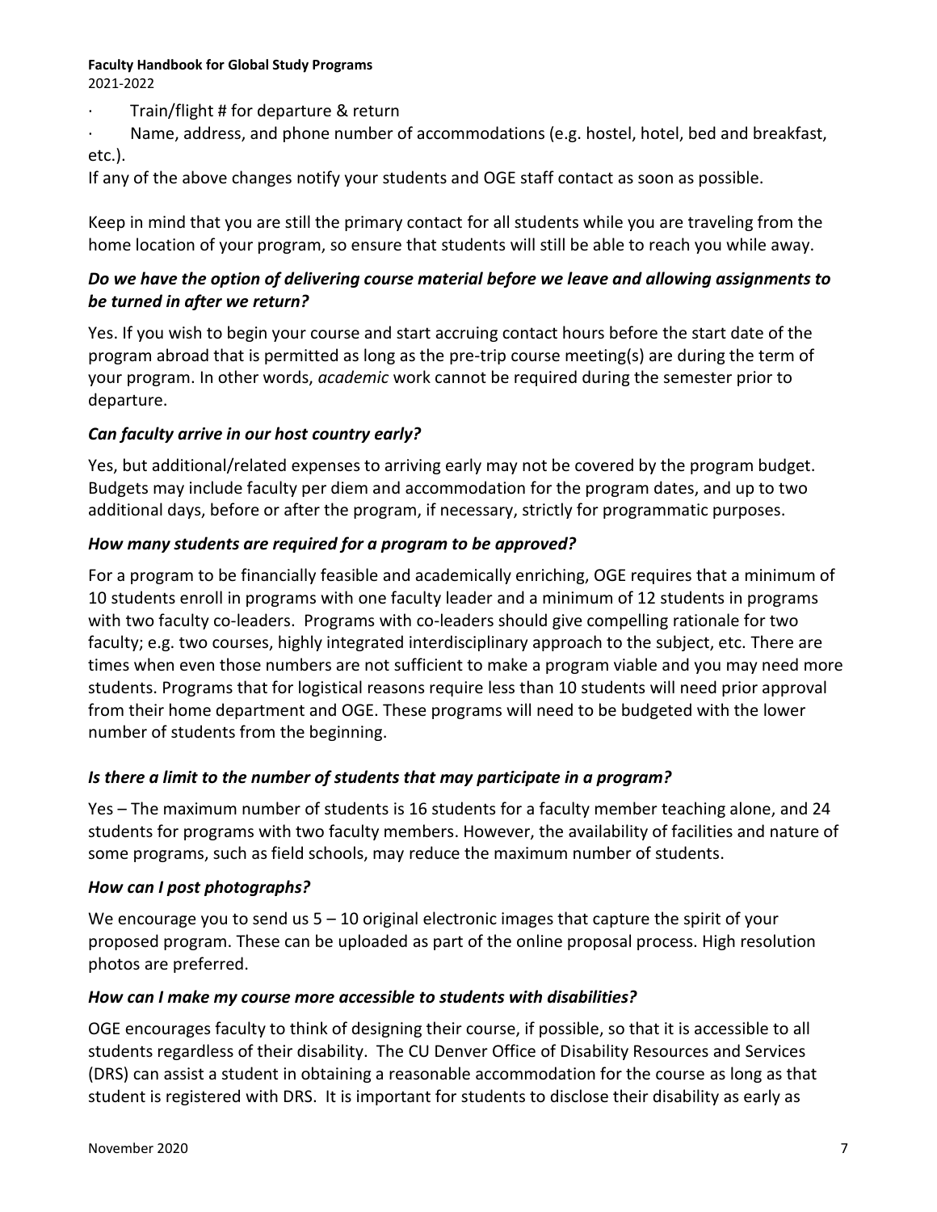· Train/flight # for departure & return

· Name, address, and phone number of accommodations (e.g. hostel, hotel, bed and breakfast, etc.).

If any of the above changes notify your students and OGE staff contact as soon as possible.

Keep in mind that you are still the primary contact for all students while you are traveling from the home location of your program, so ensure that students will still be able to reach you while away.

### *Do we have the option of delivering course material before we leave and allowing assignments to be turned in after we return?*

Yes. If you wish to begin your course and start accruing contact hours before the start date of the program abroad that is permitted as long as the pre-trip course meeting(s) are during the term of your program. In other words, *academic* work cannot be required during the semester prior to departure.

### *Can faculty arrive in our host country early?*

Yes, but additional/related expenses to arriving early may not be covered by the program budget. Budgets may include faculty per diem and accommodation for the program dates, and up to two additional days, before or after the program, if necessary, strictly for programmatic purposes.

### *How many students are required for a program to be approved?*

For a program to be financially feasible and academically enriching, OGE requires that a minimum of 10 students enroll in programs with one faculty leader and a minimum of 12 students in programs with two faculty co-leaders. Programs with co-leaders should give compelling rationale for two faculty; e.g. two courses, highly integrated interdisciplinary approach to the subject, etc. There are times when even those numbers are not sufficient to make a program viable and you may need more students. Programs that for logistical reasons require less than 10 students will need prior approval from their home department and OGE. These programs will need to be budgeted with the lower number of students from the beginning.

### *Is there a limit to the number of students that may participate in a program?*

Yes – The maximum number of students is 16 students for a faculty member teaching alone, and 24 students for programs with two faculty members. However, the availability of facilities and nature of some programs, such as field schools, may reduce the maximum number of students.

### *How can I post photographs?*

We encourage you to send us 5 – 10 original electronic images that capture the spirit of your proposed program. These can be uploaded as part of the online proposal process. High resolution photos are preferred.

### *How can I make my course more accessible to students with disabilities?*

OGE encourages faculty to think of designing their course, if possible, so that it is accessible to all students regardless of their disability. The CU Denver Office of Disability Resources and Services (DRS) can assist a student in obtaining a reasonable accommodation for the course as long as that student is registered with DRS. It is important for students to disclose their disability as early as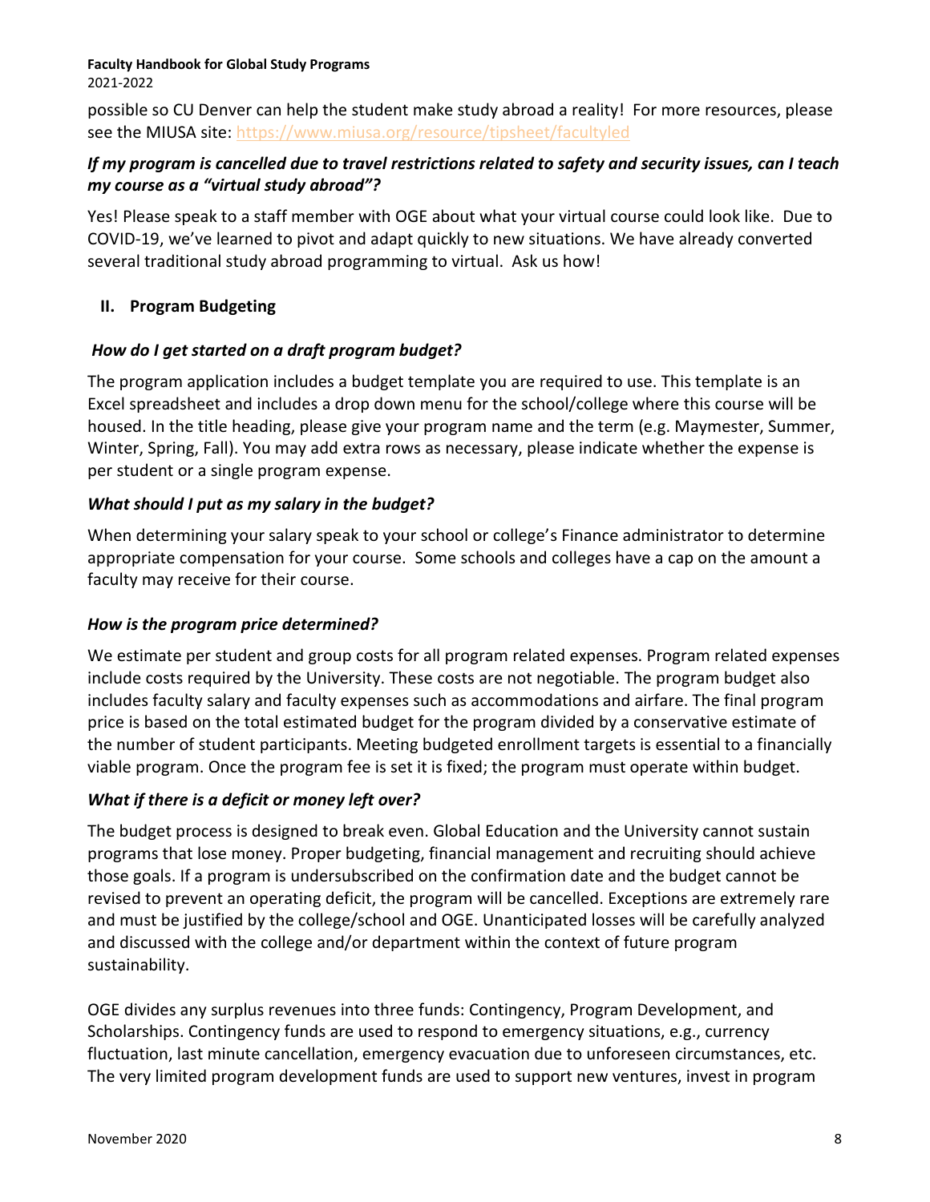possible so CU Denver can help the student make study abroad a reality! For more resources, please see the MIUSA site: https://www.miusa.org/resource/tipsheet/facultyled

***If my program is cancelled due to travel restrictions related to safety and security issues, can I teach my course as a "virtual study abroad"?***

Yes! Please speak to a staff member with OGE about what your virtual course could look like. Due to COVID-19, we've learned to pivot and adapt quickly to new situations. We have already converted several traditional study abroad programming to virtual. Ask us how!

## II. Program Budgeting

***How do I get started on a draft program budget?***

The program application includes a budget template you are required to use. This template is an Excel spreadsheet and includes a drop down menu for the school/college where this course will be housed. In the title heading, please give your program name and the term (e.g. Maymester, Summer, Winter, Spring, Fall). You may add extra rows as necessary, please indicate whether the expense is per student or a single program expense.

***What should I put as my salary in the budget?***

When determining your salary speak to your school or college's Finance administrator to determine appropriate compensation for your course. Some schools and colleges have a cap on the amount a faculty may receive for their course.

***How is the program price determined?***

We estimate per student and group costs for all program related expenses. Program related expenses include costs required by the University. These costs are not negotiable. The program budget also includes faculty salary and faculty expenses such as accommodations and airfare. The final program price is based on the total estimated budget for the program divided by a conservative estimate of the number of student participants. Meeting budgeted enrollment targets is essential to a financially viable program. Once the program fee is set it is fixed; the program must operate within budget.

***What if there is a deficit or money left over?***

The budget process is designed to break even. Global Education and the University cannot sustain programs that lose money. Proper budgeting, financial management and recruiting should achieve those goals. If a program is undersubscribed on the confirmation date and the budget cannot be revised to prevent an operating deficit, the program will be cancelled. Exceptions are extremely rare and must be justified by the college/school and OGE. Unanticipated losses will be carefully analyzed and discussed with the college and/or department within the context of future program sustainability.

OGE divides any surplus revenues into three funds: Contingency, Program Development, and Scholarships. Contingency funds are used to respond to emergency situations, e.g., currency fluctuation, last minute cancellation, emergency evacuation due to unforeseen circumstances, etc. The very limited program development funds are used to support new ventures, invest in program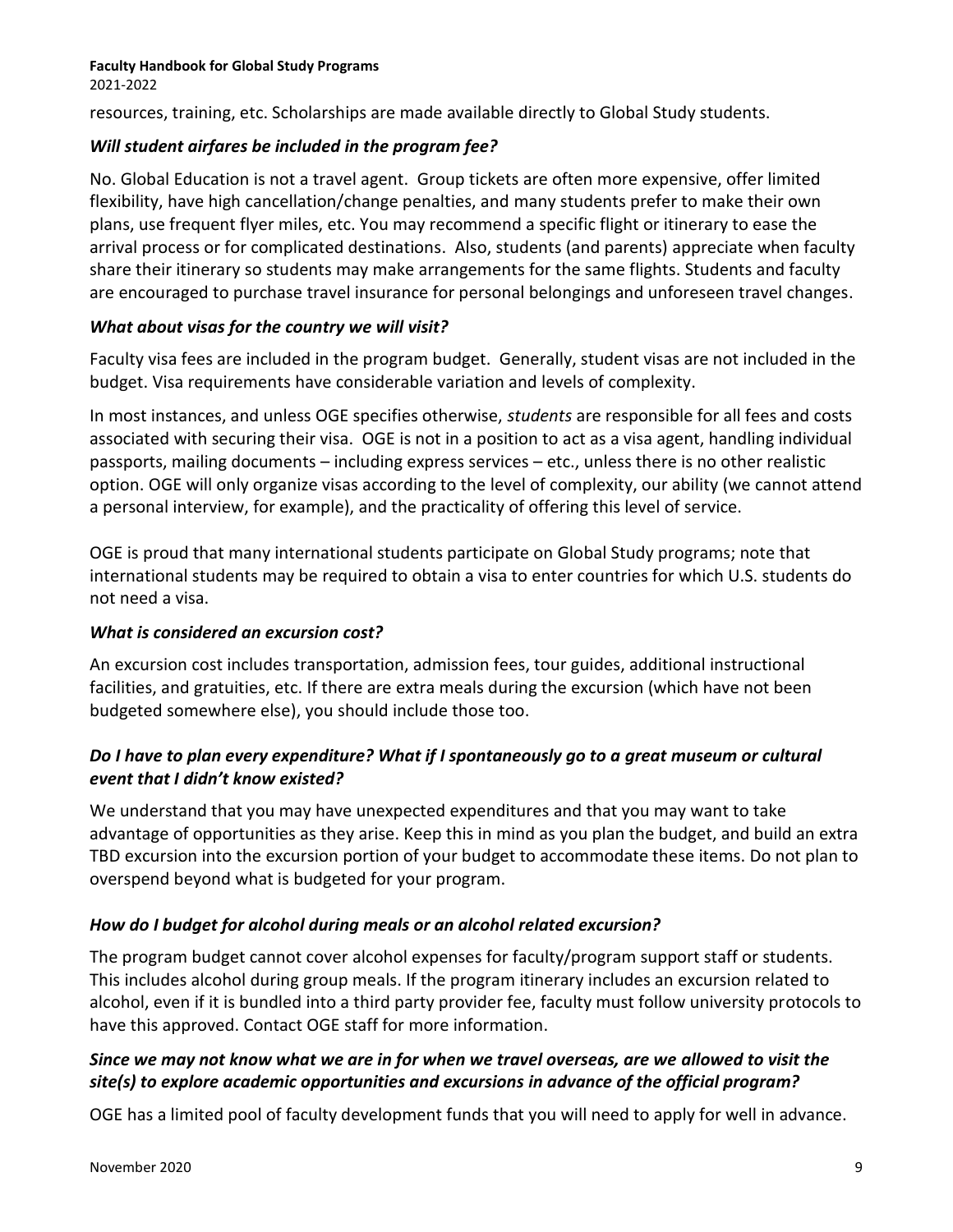resources, training, etc. Scholarships are made available directly to Global Study students.

### *Will student airfares be included in the program fee?*

No. Global Education is not a travel agent. Group tickets are often more expensive, offer limited flexibility, have high cancellation/change penalties, and many students prefer to make their own plans, use frequent flyer miles, etc. You may recommend a specific flight or itinerary to ease the arrival process or for complicated destinations. Also, students (and parents) appreciate when faculty share their itinerary so students may make arrangements for the same flights. Students and faculty are encouraged to purchase travel insurance for personal belongings and unforeseen travel changes.

### *What about visas for the country we will visit?*

Faculty visa fees are included in the program budget. Generally, student visas are not included in the budget. Visa requirements have considerable variation and levels of complexity.

In most instances, and unless OGE specifies otherwise, *students* are responsible for all fees and costs associated with securing their visa. OGE is not in a position to act as a visa agent, handling individual passports, mailing documents – including express services – etc., unless there is no other realistic option. OGE will only organize visas according to the level of complexity, our ability (we cannot attend a personal interview, for example), and the practicality of offering this level of service.

OGE is proud that many international students participate on Global Study programs; note that international students may be required to obtain a visa to enter countries for which U.S. students do not need a visa.

### *What is considered an excursion cost?*

An excursion cost includes transportation, admission fees, tour guides, additional instructional facilities, and gratuities, etc. If there are extra meals during the excursion (which have not been budgeted somewhere else), you should include those too.

### *Do I have to plan every expenditure? What if I spontaneously go to a great museum or cultural event that I didn't know existed?*

We understand that you may have unexpected expenditures and that you may want to take advantage of opportunities as they arise. Keep this in mind as you plan the budget, and build an extra TBD excursion into the excursion portion of your budget to accommodate these items. Do not plan to overspend beyond what is budgeted for your program.

### *How do I budget for alcohol during meals or an alcohol related excursion?*

The program budget cannot cover alcohol expenses for faculty/program support staff or students. This includes alcohol during group meals. If the program itinerary includes an excursion related to alcohol, even if it is bundled into a third party provider fee, faculty must follow university protocols to have this approved. Contact OGE staff for more information.

### *Since we may not know what we are in for when we travel overseas, are we allowed to visit the site(s) to explore academic opportunities and excursions in advance of the official program?*

OGE has a limited pool of faculty development funds that you will need to apply for well in advance.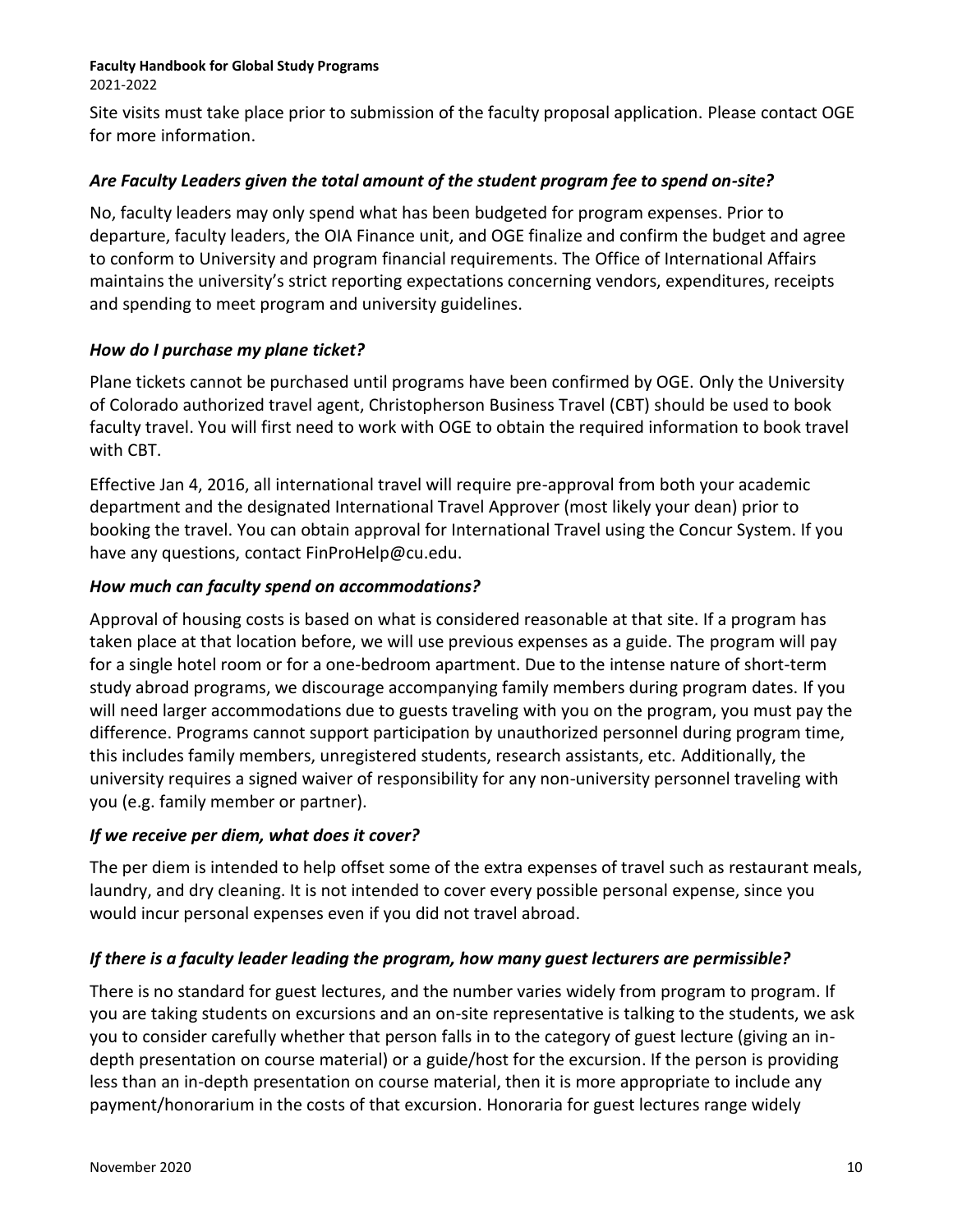Site visits must take place prior to submission of the faculty proposal application. Please contact OGE for more information.

### *Are Faculty Leaders given the total amount of the student program fee to spend on-site?*

No, faculty leaders may only spend what has been budgeted for program expenses. Prior to departure, faculty leaders, the OIA Finance unit, and OGE finalize and confirm the budget and agree to conform to University and program financial requirements. The Office of International Affairs maintains the university's strict reporting expectations concerning vendors, expenditures, receipts and spending to meet program and university guidelines.

### *How do I purchase my plane ticket?*

Plane tickets cannot be purchased until programs have been confirmed by OGE. Only the University of Colorado authorized travel agent, Christopherson Business Travel (CBT) should be used to book faculty travel. You will first need to work with OGE to obtain the required information to book travel with CBT.

Effective Jan 4, 2016, all international travel will require pre-approval from both your academic department and the designated International Travel Approver (most likely your dean) prior to booking the travel. You can obtain approval for International Travel using the Concur System. If you have any questions, contact FinProHelp@cu.edu.

### *How much can faculty spend on accommodations?*

Approval of housing costs is based on what is considered reasonable at that site. If a program has taken place at that location before, we will use previous expenses as a guide. The program will pay for a single hotel room or for a one-bedroom apartment. Due to the intense nature of short-term study abroad programs, we discourage accompanying family members during program dates. If you will need larger accommodations due to guests traveling with you on the program, you must pay the difference. Programs cannot support participation by unauthorized personnel during program time, this includes family members, unregistered students, research assistants, etc. Additionally, the university requires a signed waiver of responsibility for any non-university personnel traveling with you (e.g. family member or partner).

### *If we receive per diem, what does it cover?*

The per diem is intended to help offset some of the extra expenses of travel such as restaurant meals, laundry, and dry cleaning. It is not intended to cover every possible personal expense, since you would incur personal expenses even if you did not travel abroad.

### *If there is a faculty leader leading the program, how many guest lecturers are permissible?*

There is no standard for guest lectures, and the number varies widely from program to program. If you are taking students on excursions and an on-site representative is talking to the students, we ask you to consider carefully whether that person falls in to the category of guest lecture (giving an in-depth presentation on course material) or a guide/host for the excursion. If the person is providing less than an in-depth presentation on course material, then it is more appropriate to include any payment/honorarium in the costs of that excursion. Honoraria for guest lectures range widely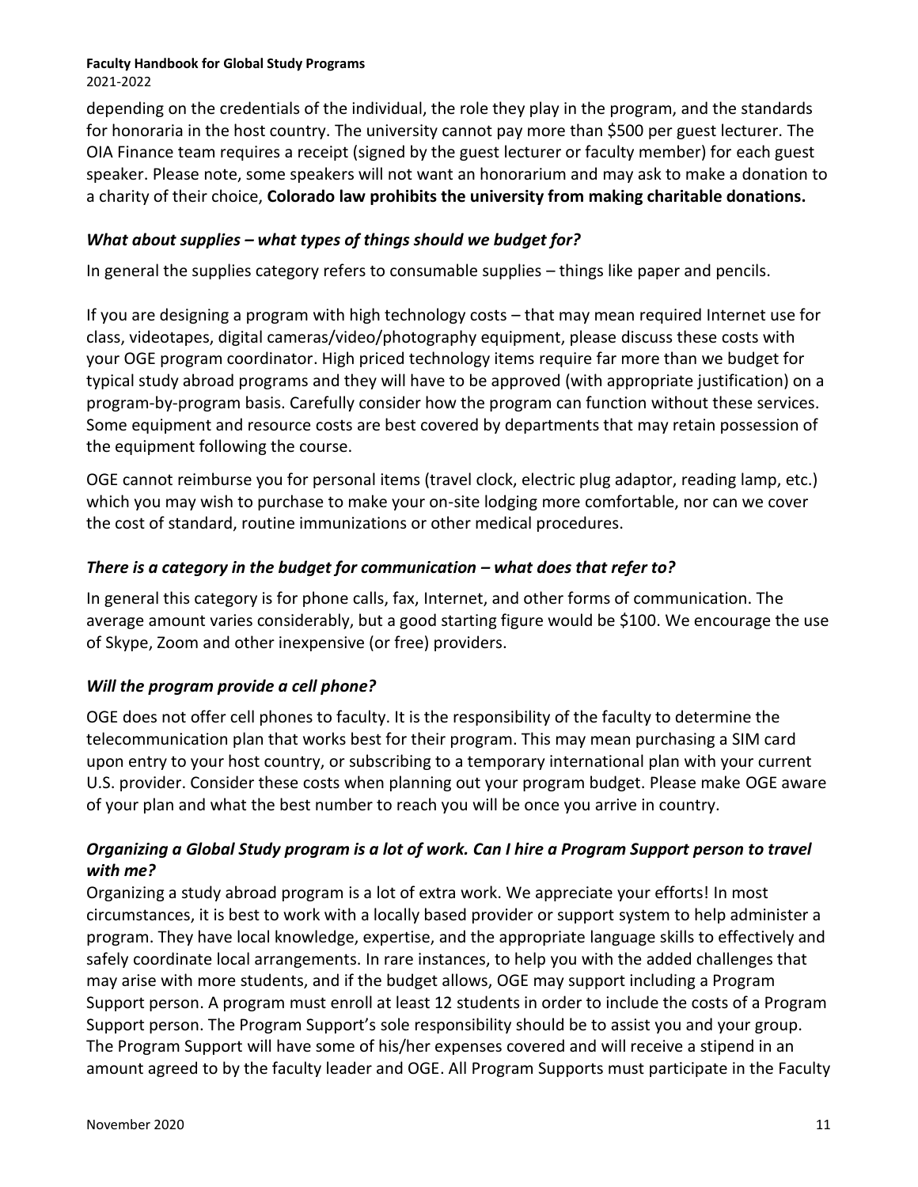depending on the credentials of the individual, the role they play in the program, and the standards for honoraria in the host country. The university cannot pay more than $500 per guest lecturer. The OIA Finance team requires a receipt (signed by the guest lecturer or faculty member) for each guest speaker. Please note, some speakers will not want an honorarium and may ask to make a donation to a charity of their choice, **Colorado law prohibits the university from making charitable donations.**

### *What about supplies – what types of things should we budget for?*

In general the supplies category refers to consumable supplies – things like paper and pencils.

If you are designing a program with high technology costs – that may mean required Internet use for class, videotapes, digital cameras/video/photography equipment, please discuss these costs with your OGE program coordinator. High priced technology items require far more than we budget for typical study abroad programs and they will have to be approved (with appropriate justification) on a program-by-program basis. Carefully consider how the program can function without these services. Some equipment and resource costs are best covered by departments that may retain possession of the equipment following the course.

OGE cannot reimburse you for personal items (travel clock, electric plug adaptor, reading lamp, etc.) which you may wish to purchase to make your on-site lodging more comfortable, nor can we cover the cost of standard, routine immunizations or other medical procedures.

### *There is a category in the budget for communication – what does that refer to?*

In general this category is for phone calls, fax, Internet, and other forms of communication. The average amount varies considerably, but a good starting figure would be $100. We encourage the use of Skype, Zoom and other inexpensive (or free) providers.

### *Will the program provide a cell phone?*

OGE does not offer cell phones to faculty. It is the responsibility of the faculty to determine the telecommunication plan that works best for their program. This may mean purchasing a SIM card upon entry to your host country, or subscribing to a temporary international plan with your current U.S. provider. Consider these costs when planning out your program budget. Please make OGE aware of your plan and what the best number to reach you will be once you arrive in country.

### *Organizing a Global Study program is a lot of work. Can I hire a Program Support person to travel with me?*

Organizing a study abroad program is a lot of extra work. We appreciate your efforts! In most circumstances, it is best to work with a locally based provider or support system to help administer a program. They have local knowledge, expertise, and the appropriate language skills to effectively and safely coordinate local arrangements. In rare instances, to help you with the added challenges that may arise with more students, and if the budget allows, OGE may support including a Program Support person. A program must enroll at least 12 students in order to include the costs of a Program Support person. The Program Support's sole responsibility should be to assist you and your group. The Program Support will have some of his/her expenses covered and will receive a stipend in an amount agreed to by the faculty leader and OGE. All Program Supports must participate in the Faculty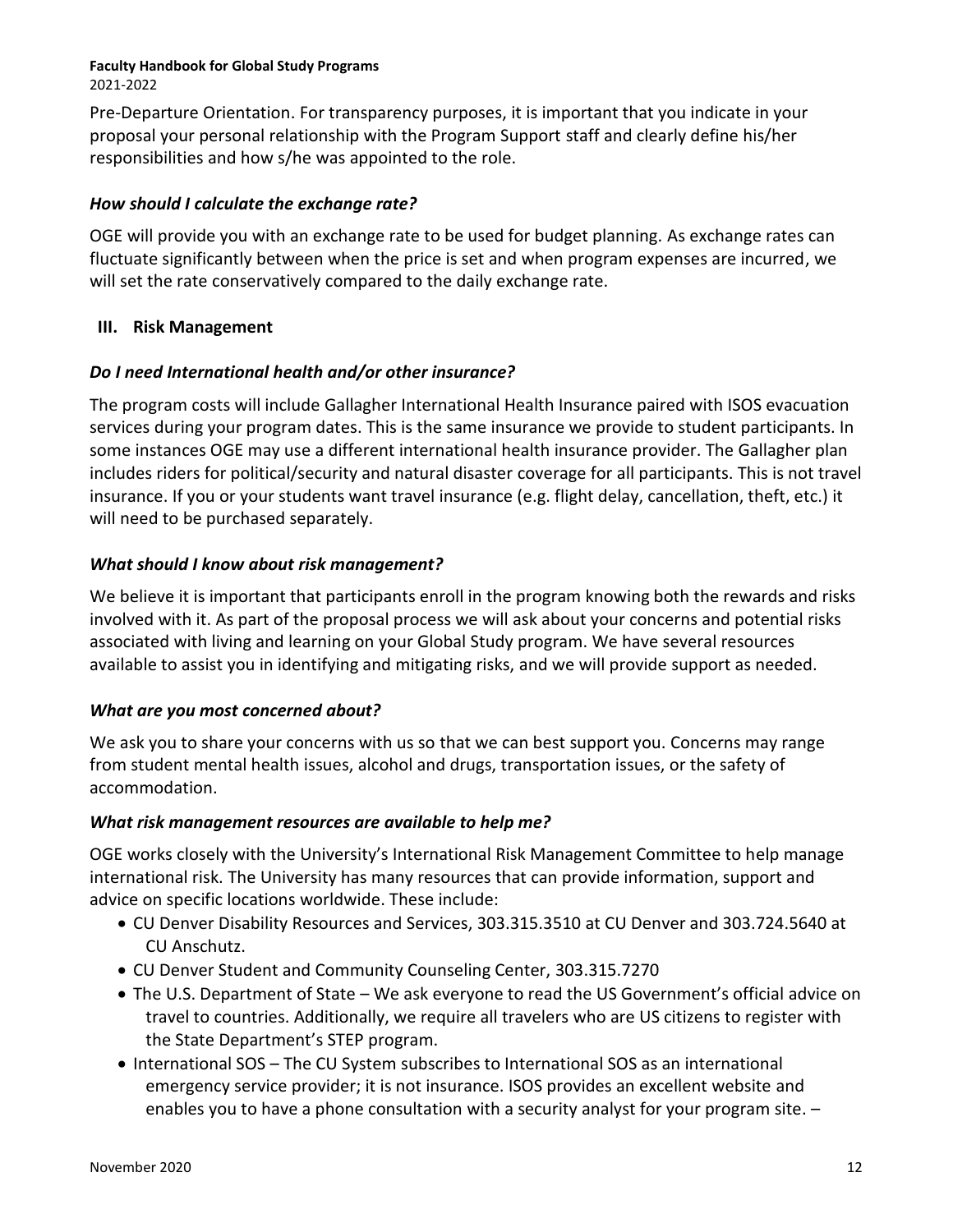Pre-Departure Orientation. For transparency purposes, it is important that you indicate in your proposal your personal relationship with the Program Support staff and clearly define his/her responsibilities and how s/he was appointed to the role.

### *How should I calculate the exchange rate?*

OGE will provide you with an exchange rate to be used for budget planning. As exchange rates can fluctuate significantly between when the price is set and when program expenses are incurred, we will set the rate conservatively compared to the daily exchange rate.

## III. Risk Management

### *Do I need International health and/or other insurance?*

The program costs will include Gallagher International Health Insurance paired with ISOS evacuation services during your program dates. This is the same insurance we provide to student participants. In some instances OGE may use a different international health insurance provider. The Gallagher plan includes riders for political/security and natural disaster coverage for all participants. This is not travel insurance. If you or your students want travel insurance (e.g. flight delay, cancellation, theft, etc.) it will need to be purchased separately.

### *What should I know about risk management?*

We believe it is important that participants enroll in the program knowing both the rewards and risks involved with it. As part of the proposal process we will ask about your concerns and potential risks associated with living and learning on your Global Study program. We have several resources available to assist you in identifying and mitigating risks, and we will provide support as needed.

### *What are you most concerned about?*

We ask you to share your concerns with us so that we can best support you. Concerns may range from student mental health issues, alcohol and drugs, transportation issues, or the safety of accommodation.

### *What risk management resources are available to help me?*

OGE works closely with the University's International Risk Management Committee to help manage international risk. The University has many resources that can provide information, support and advice on specific locations worldwide. These include:

- CU Denver Disability Resources and Services, 303.315.3510 at CU Denver and 303.724.5640 at CU Anschutz.
- CU Denver Student and Community Counseling Center, 303.315.7270
- The U.S. Department of State – We ask everyone to read the US Government's official advice on travel to countries. Additionally, we require all travelers who are US citizens to register with the State Department's STEP program.
- International SOS – The CU System subscribes to International SOS as an international emergency service provider; it is not insurance. ISOS provides an excellent website and enables you to have a phone consultation with a security analyst for your program site. –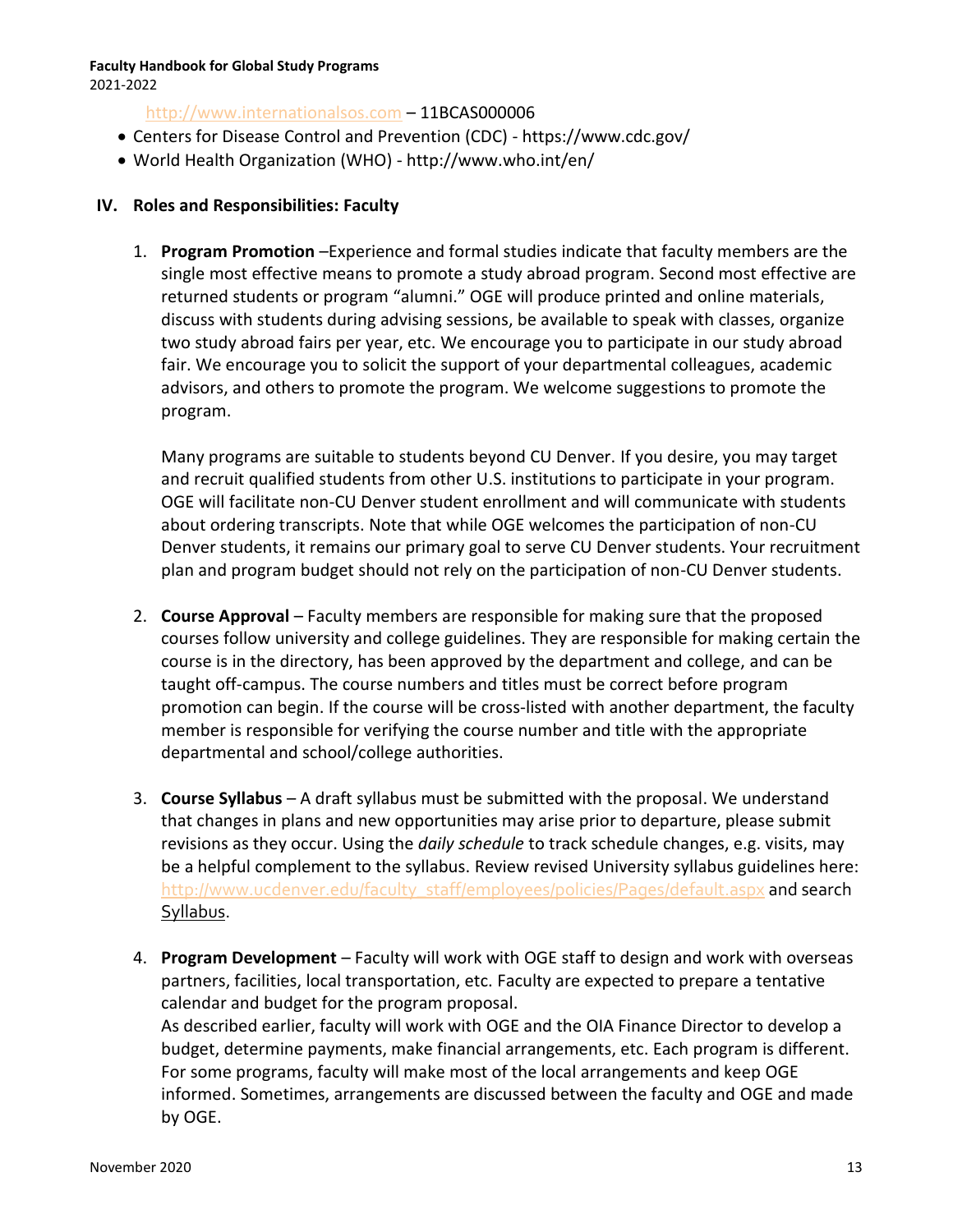http://www.internationalsos.com – 11BCAS000006

- Centers for Disease Control and Prevention (CDC) - https://www.cdc.gov/
- World Health Organization (WHO) - http://www.who.int/en/

## IV. Roles and Responsibilities: Faculty

1. **Program Promotion** –Experience and formal studies indicate that faculty members are the single most effective means to promote a study abroad program. Second most effective are returned students or program "alumni." OGE will produce printed and online materials, discuss with students during advising sessions, be available to speak with classes, organize two study abroad fairs per year, etc. We encourage you to participate in our study abroad fair. We encourage you to solicit the support of your departmental colleagues, academic advisors, and others to promote the program. We welcome suggestions to promote the program.

   Many programs are suitable to students beyond CU Denver. If you desire, you may target and recruit qualified students from other U.S. institutions to participate in your program. OGE will facilitate non-CU Denver student enrollment and will communicate with students about ordering transcripts. Note that while OGE welcomes the participation of non-CU Denver students, it remains our primary goal to serve CU Denver students. Your recruitment plan and program budget should not rely on the participation of non-CU Denver students.

2. **Course Approval** – Faculty members are responsible for making sure that the proposed courses follow university and college guidelines. They are responsible for making certain the course is in the directory, has been approved by the department and college, and can be taught off-campus. The course numbers and titles must be correct before program promotion can begin. If the course will be cross-listed with another department, the faculty member is responsible for verifying the course number and title with the appropriate departmental and school/college authorities.

3. **Course Syllabus** – A draft syllabus must be submitted with the proposal. We understand that changes in plans and new opportunities may arise prior to departure, please submit revisions as they occur. Using the *daily schedule* to track schedule changes, e.g. visits, may be a helpful complement to the syllabus. Review revised University syllabus guidelines here: http://www.ucdenver.edu/faculty_staff/employees/policies/Pages/default.aspx and search Syllabus.

4. **Program Development** – Faculty will work with OGE staff to design and work with overseas partners, facilities, local transportation, etc. Faculty are expected to prepare a tentative calendar and budget for the program proposal.
   As described earlier, faculty will work with OGE and the OIA Finance Director to develop a budget, determine payments, make financial arrangements, etc. Each program is different. For some programs, faculty will make most of the local arrangements and keep OGE informed. Sometimes, arrangements are discussed between the faculty and OGE and made by OGE.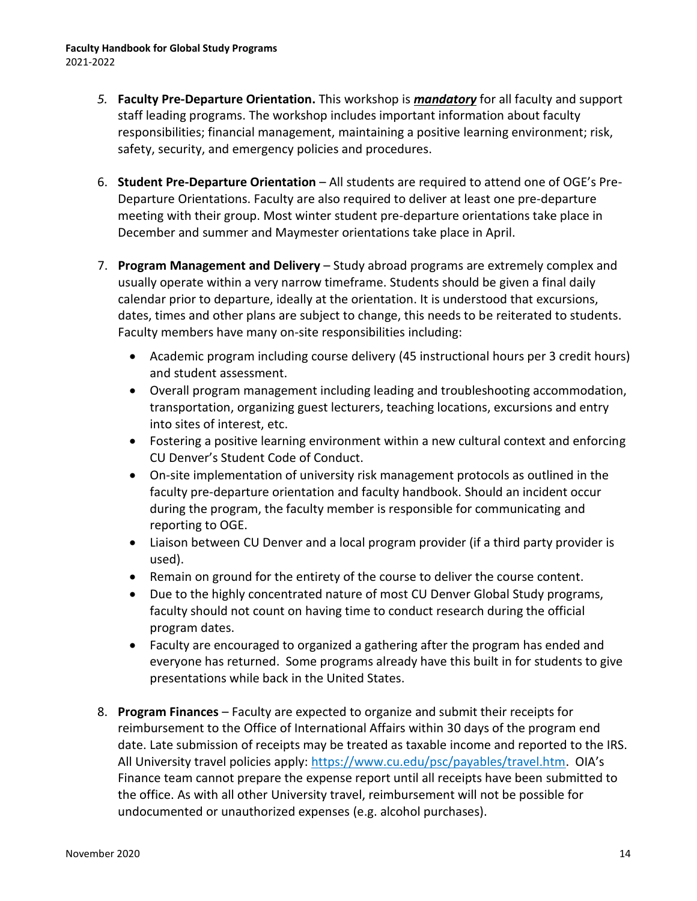5. **Faculty Pre-Departure Orientation.** This workshop is ***mandatory*** for all faculty and support staff leading programs. The workshop includes important information about faculty responsibilities; financial management, maintaining a positive learning environment; risk, safety, security, and emergency policies and procedures.

6. **Student Pre-Departure Orientation** – All students are required to attend one of OGE's Pre-Departure Orientations. Faculty are also required to deliver at least one pre-departure meeting with their group. Most winter student pre-departure orientations take place in December and summer and Maymester orientations take place in April.

7. **Program Management and Delivery** – Study abroad programs are extremely complex and usually operate within a very narrow timeframe. Students should be given a final daily calendar prior to departure, ideally at the orientation. It is understood that excursions, dates, times and other plans are subject to change, this needs to be reiterated to students. Faculty members have many on-site responsibilities including:
   - Academic program including course delivery (45 instructional hours per 3 credit hours) and student assessment.
   - Overall program management including leading and troubleshooting accommodation, transportation, organizing guest lecturers, teaching locations, excursions and entry into sites of interest, etc.
   - Fostering a positive learning environment within a new cultural context and enforcing CU Denver's Student Code of Conduct.
   - On-site implementation of university risk management protocols as outlined in the faculty pre-departure orientation and faculty handbook. Should an incident occur during the program, the faculty member is responsible for communicating and reporting to OGE.
   - Liaison between CU Denver and a local program provider (if a third party provider is used).
   - Remain on ground for the entirety of the course to deliver the course content.
   - Due to the highly concentrated nature of most CU Denver Global Study programs, faculty should not count on having time to conduct research during the official program dates.
   - Faculty are encouraged to organized a gathering after the program has ended and everyone has returned. Some programs already have this built in for students to give presentations while back in the United States.

8. **Program Finances** – Faculty are expected to organize and submit their receipts for reimbursement to the Office of International Affairs within 30 days of the program end date. Late submission of receipts may be treated as taxable income and reported to the IRS. All University travel policies apply: [https://www.cu.edu/psc/payables/travel.htm](https://www.cu.edu/psc/payables/travel.htm). OIA's Finance team cannot prepare the expense report until all receipts have been submitted to the office. As with all other University travel, reimbursement will not be possible for undocumented or unauthorized expenses (e.g. alcohol purchases).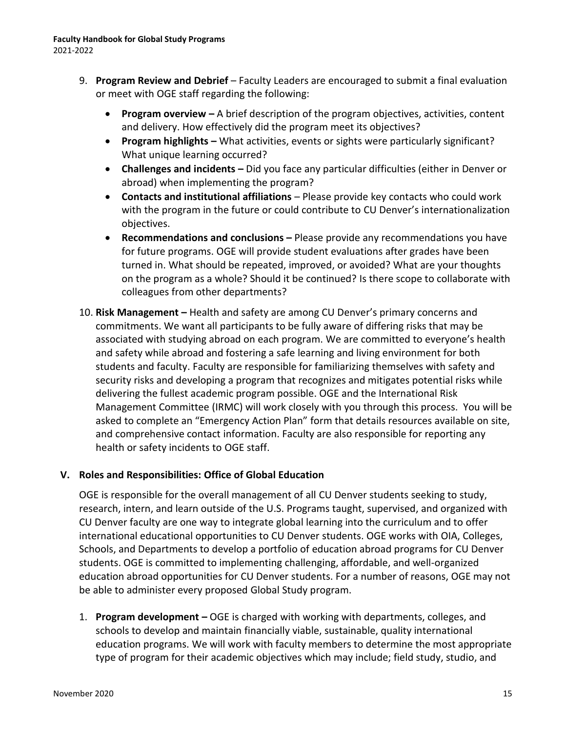9. **Program Review and Debrief** – Faculty Leaders are encouraged to submit a final evaluation or meet with OGE staff regarding the following:

   - **Program overview –** A brief description of the program objectives, activities, content and delivery. How effectively did the program meet its objectives?
   - **Program highlights –** What activities, events or sights were particularly significant? What unique learning occurred?
   - **Challenges and incidents –** Did you face any particular difficulties (either in Denver or abroad) when implementing the program?
   - **Contacts and institutional affiliations** – Please provide key contacts who could work with the program in the future or could contribute to CU Denver's internationalization objectives.
   - **Recommendations and conclusions –** Please provide any recommendations you have for future programs. OGE will provide student evaluations after grades have been turned in. What should be repeated, improved, or avoided? What are your thoughts on the program as a whole? Should it be continued? Is there scope to collaborate with colleagues from other departments?

10. **Risk Management –** Health and safety are among CU Denver's primary concerns and commitments. We want all participants to be fully aware of differing risks that may be associated with studying abroad on each program. We are committed to everyone's health and safety while abroad and fostering a safe learning and living environment for both students and faculty. Faculty are responsible for familiarizing themselves with safety and security risks and developing a program that recognizes and mitigates potential risks while delivering the fullest academic program possible. OGE and the International Risk Management Committee (IRMC) will work closely with you through this process. You will be asked to complete an "Emergency Action Plan" form that details resources available on site, and comprehensive contact information. Faculty are also responsible for reporting any health or safety incidents to OGE staff.

## V. Roles and Responsibilities: Office of Global Education

OGE is responsible for the overall management of all CU Denver students seeking to study, research, intern, and learn outside of the U.S. Programs taught, supervised, and organized with CU Denver faculty are one way to integrate global learning into the curriculum and to offer international educational opportunities to CU Denver students. OGE works with OIA, Colleges, Schools, and Departments to develop a portfolio of education abroad programs for CU Denver students. OGE is committed to implementing challenging, affordable, and well-organized education abroad opportunities for CU Denver students. For a number of reasons, OGE may not be able to administer every proposed Global Study program.

1. **Program development –** OGE is charged with working with departments, colleges, and schools to develop and maintain financially viable, sustainable, quality international education programs. We will work with faculty members to determine the most appropriate type of program for their academic objectives which may include; field study, studio, and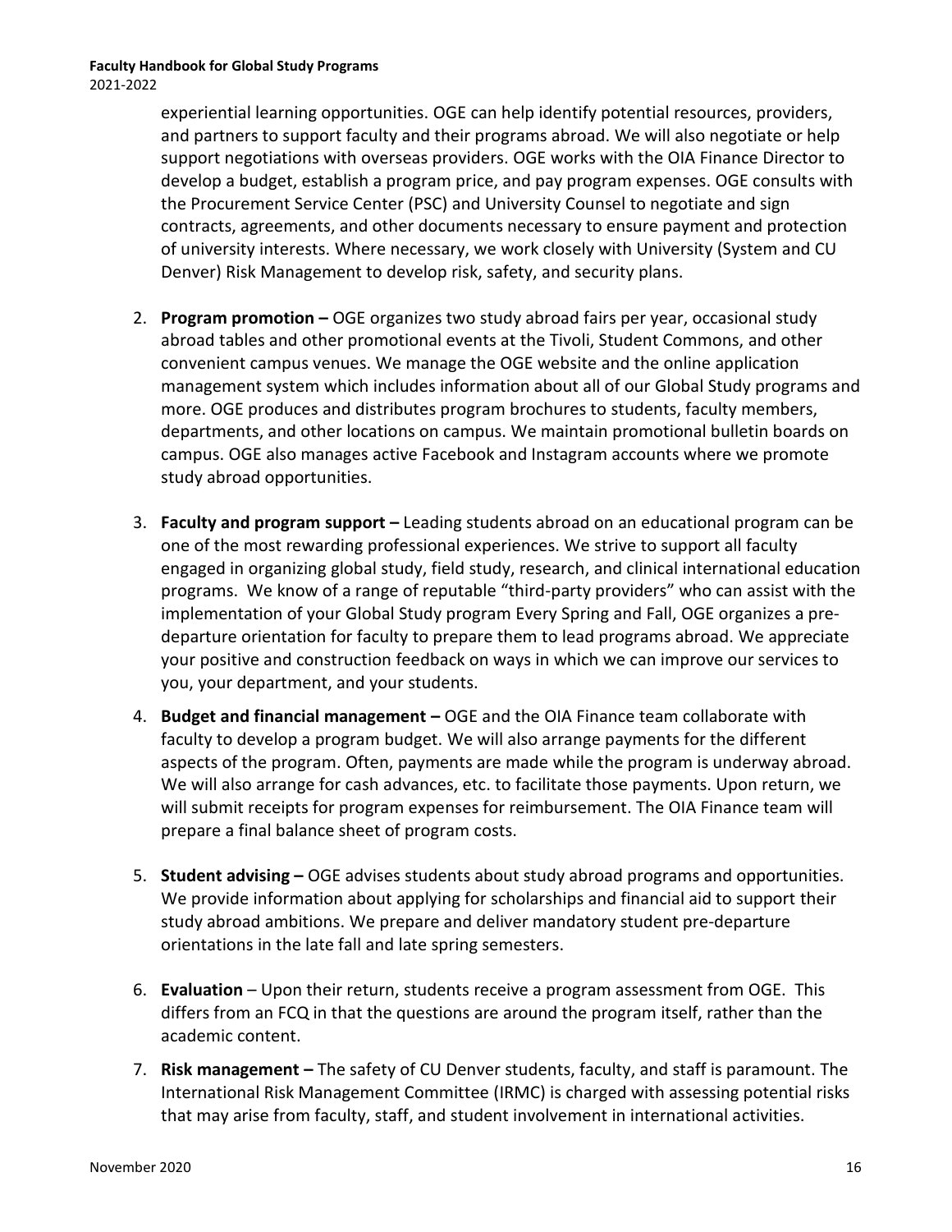experiential learning opportunities. OGE can help identify potential resources, providers, and partners to support faculty and their programs abroad. We will also negotiate or help support negotiations with overseas providers. OGE works with the OIA Finance Director to develop a budget, establish a program price, and pay program expenses. OGE consults with the Procurement Service Center (PSC) and University Counsel to negotiate and sign contracts, agreements, and other documents necessary to ensure payment and protection of university interests. Where necessary, we work closely with University (System and CU Denver) Risk Management to develop risk, safety, and security plans.

2. **Program promotion –** OGE organizes two study abroad fairs per year, occasional study abroad tables and other promotional events at the Tivoli, Student Commons, and other convenient campus venues. We manage the OGE website and the online application management system which includes information about all of our Global Study programs and more. OGE produces and distributes program brochures to students, faculty members, departments, and other locations on campus. We maintain promotional bulletin boards on campus. OGE also manages active Facebook and Instagram accounts where we promote study abroad opportunities.

3. **Faculty and program support –** Leading students abroad on an educational program can be one of the most rewarding professional experiences. We strive to support all faculty engaged in organizing global study, field study, research, and clinical international education programs. We know of a range of reputable "third-party providers" who can assist with the implementation of your Global Study program Every Spring and Fall, OGE organizes a pre-departure orientation for faculty to prepare them to lead programs abroad. We appreciate your positive and construction feedback on ways in which we can improve our services to you, your department, and your students.

4. **Budget and financial management –** OGE and the OIA Finance team collaborate with faculty to develop a program budget. We will also arrange payments for the different aspects of the program. Often, payments are made while the program is underway abroad. We will also arrange for cash advances, etc. to facilitate those payments. Upon return, we will submit receipts for program expenses for reimbursement. The OIA Finance team will prepare a final balance sheet of program costs.

5. **Student advising –** OGE advises students about study abroad programs and opportunities. We provide information about applying for scholarships and financial aid to support their study abroad ambitions. We prepare and deliver mandatory student pre-departure orientations in the late fall and late spring semesters.

6. **Evaluation** – Upon their return, students receive a program assessment from OGE. This differs from an FCQ in that the questions are around the program itself, rather than the academic content.

7. **Risk management –** The safety of CU Denver students, faculty, and staff is paramount. The International Risk Management Committee (IRMC) is charged with assessing potential risks that may arise from faculty, staff, and student involvement in international activities.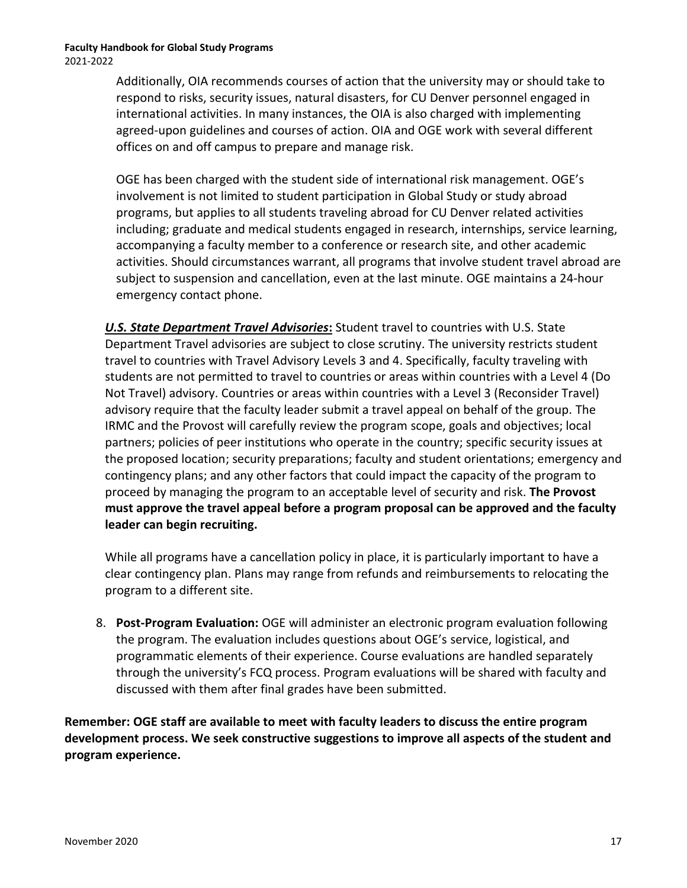Additionally, OIA recommends courses of action that the university may or should take to respond to risks, security issues, natural disasters, for CU Denver personnel engaged in international activities. In many instances, the OIA is also charged with implementing agreed-upon guidelines and courses of action. OIA and OGE work with several different offices on and off campus to prepare and manage risk.

OGE has been charged with the student side of international risk management. OGE's involvement is not limited to student participation in Global Study or study abroad programs, but applies to all students traveling abroad for CU Denver related activities including; graduate and medical students engaged in research, internships, service learning, accompanying a faculty member to a conference or research site, and other academic activities. Should circumstances warrant, all programs that involve student travel abroad are subject to suspension and cancellation, even at the last minute. OGE maintains a 24-hour emergency contact phone.

***U.S. State Department Travel Advisories*:** Student travel to countries with U.S. State Department Travel advisories are subject to close scrutiny. The university restricts student travel to countries with Travel Advisory Levels 3 and 4. Specifically, faculty traveling with students are not permitted to travel to countries or areas within countries with a Level 4 (Do Not Travel) advisory. Countries or areas within countries with a Level 3 (Reconsider Travel) advisory require that the faculty leader submit a travel appeal on behalf of the group. The IRMC and the Provost will carefully review the program scope, goals and objectives; local partners; policies of peer institutions who operate in the country; specific security issues at the proposed location; security preparations; faculty and student orientations; emergency and contingency plans; and any other factors that could impact the capacity of the program to proceed by managing the program to an acceptable level of security and risk. **The Provost must approve the travel appeal before a program proposal can be approved and the faculty leader can begin recruiting.**

While all programs have a cancellation policy in place, it is particularly important to have a clear contingency plan. Plans may range from refunds and reimbursements to relocating the program to a different site.

8. **Post-Program Evaluation:** OGE will administer an electronic program evaluation following the program. The evaluation includes questions about OGE's service, logistical, and programmatic elements of their experience. Course evaluations are handled separately through the university's FCQ process. Program evaluations will be shared with faculty and discussed with them after final grades have been submitted.

**Remember: OGE staff are available to meet with faculty leaders to discuss the entire program development process. We seek constructive suggestions to improve all aspects of the student and program experience.**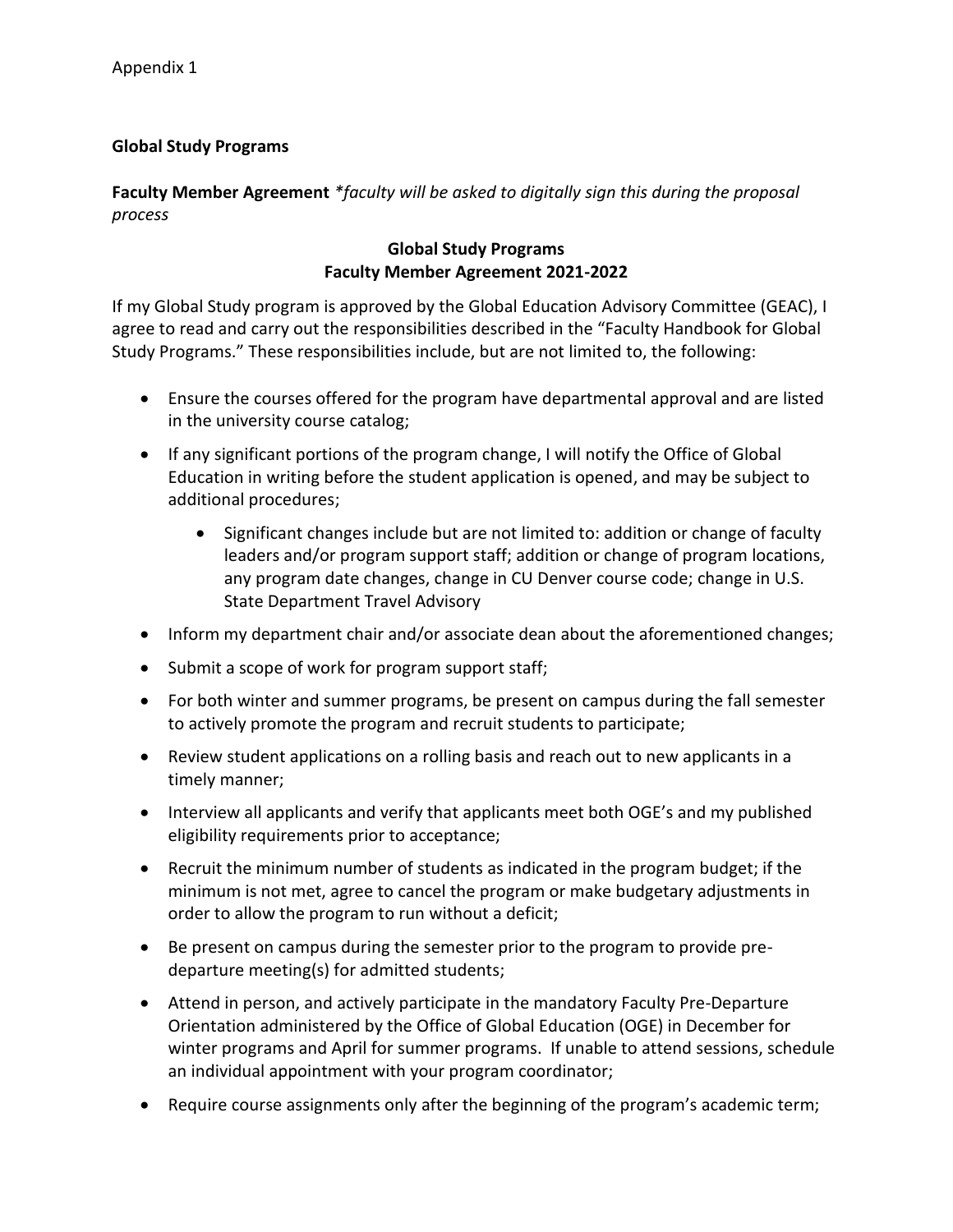Appendix 1

**Global Study Programs**

**Faculty Member Agreement** *\*faculty will be asked to digitally sign this during the proposal process*

**Global Study Programs**
**Faculty Member Agreement 2021-2022**

If my Global Study program is approved by the Global Education Advisory Committee (GEAC), I agree to read and carry out the responsibilities described in the "Faculty Handbook for Global Study Programs." These responsibilities include, but are not limited to, the following:

- Ensure the courses offered for the program have departmental approval and are listed in the university course catalog;
- If any significant portions of the program change, I will notify the Office of Global Education in writing before the student application is opened, and may be subject to additional procedures;
    - Significant changes include but are not limited to: addition or change of faculty leaders and/or program support staff; addition or change of program locations, any program date changes, change in CU Denver course code; change in U.S. State Department Travel Advisory
- Inform my department chair and/or associate dean about the aforementioned changes;
- Submit a scope of work for program support staff;
- For both winter and summer programs, be present on campus during the fall semester to actively promote the program and recruit students to participate;
- Review student applications on a rolling basis and reach out to new applicants in a timely manner;
- Interview all applicants and verify that applicants meet both OGE's and my published eligibility requirements prior to acceptance;
- Recruit the minimum number of students as indicated in the program budget; if the minimum is not met, agree to cancel the program or make budgetary adjustments in order to allow the program to run without a deficit;
- Be present on campus during the semester prior to the program to provide pre-departure meeting(s) for admitted students;
- Attend in person, and actively participate in the mandatory Faculty Pre-Departure Orientation administered by the Office of Global Education (OGE) in December for winter programs and April for summer programs. If unable to attend sessions, schedule an individual appointment with your program coordinator;
- Require course assignments only after the beginning of the program's academic term;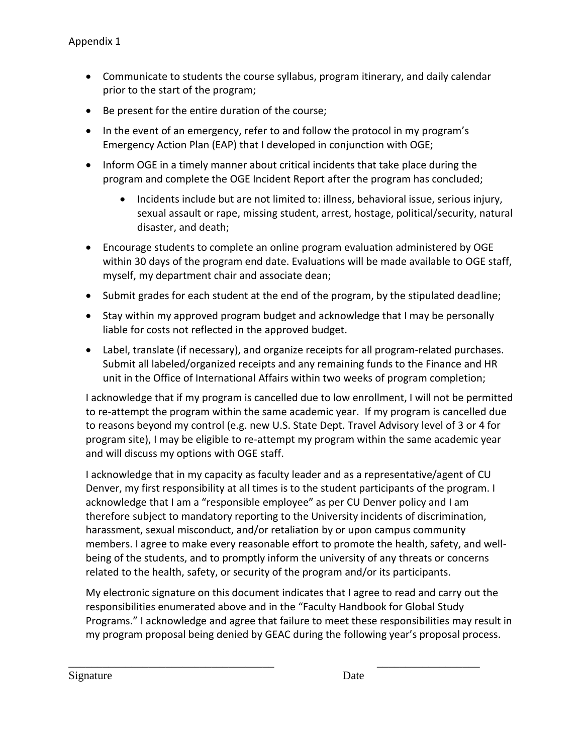Appendix 1

- Communicate to students the course syllabus, program itinerary, and daily calendar prior to the start of the program;
- Be present for the entire duration of the course;
- In the event of an emergency, refer to and follow the protocol in my program's Emergency Action Plan (EAP) that I developed in conjunction with OGE;
- Inform OGE in a timely manner about critical incidents that take place during the program and complete the OGE Incident Report after the program has concluded;
    - Incidents include but are not limited to: illness, behavioral issue, serious injury, sexual assault or rape, missing student, arrest, hostage, political/security, natural disaster, and death;
- Encourage students to complete an online program evaluation administered by OGE within 30 days of the program end date. Evaluations will be made available to OGE staff, myself, my department chair and associate dean;
- Submit grades for each student at the end of the program, by the stipulated deadline;
- Stay within my approved program budget and acknowledge that I may be personally liable for costs not reflected in the approved budget.
- Label, translate (if necessary), and organize receipts for all program-related purchases. Submit all labeled/organized receipts and any remaining funds to the Finance and HR unit in the Office of International Affairs within two weeks of program completion;

I acknowledge that if my program is cancelled due to low enrollment, I will not be permitted to re-attempt the program within the same academic year. If my program is cancelled due to reasons beyond my control (e.g. new U.S. State Dept. Travel Advisory level of 3 or 4 for program site), I may be eligible to re-attempt my program within the same academic year and will discuss my options with OGE staff.

I acknowledge that in my capacity as faculty leader and as a representative/agent of CU Denver, my first responsibility at all times is to the student participants of the program. I acknowledge that I am a "responsible employee" as per CU Denver policy and I am therefore subject to mandatory reporting to the University incidents of discrimination, harassment, sexual misconduct, and/or retaliation by or upon campus community members. I agree to make every reasonable effort to promote the health, safety, and well-being of the students, and to promptly inform the university of any threats or concerns related to the health, safety, or security of the program and/or its participants.

My electronic signature on this document indicates that I agree to read and carry out the responsibilities enumerated above and in the "Faculty Handbook for Global Study Programs." I acknowledge and agree that failure to meet these responsibilities may result in my program proposal being denied by GEAC during the following year's proposal process.

_________________________________ ________________

Signature Date